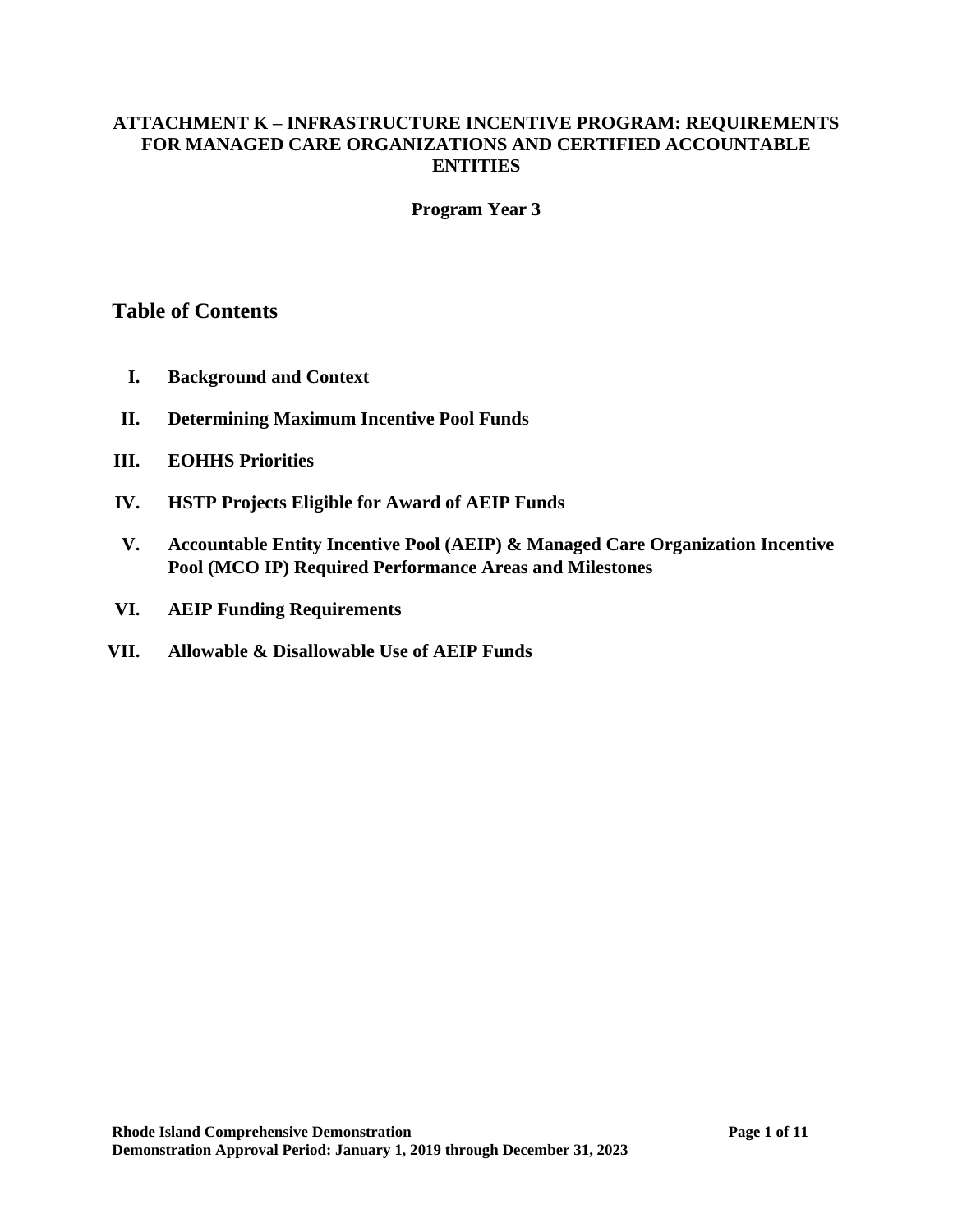# ATTACHMENT K – INFRASTRUCTURE INCENTIVE PROGRAM: REQUIREMENTS FOR MANAGED CARE ORGANIZATIONS AND CERTIFIED ACCOUNTABLE ENTITIES

**Program Year 3**

## Table of Contents

I. **Background and Context**

II. **Determining Maximum Incentive Pool Funds**

III. **EOHHS Priorities**

IV. **HSTP Projects Eligible for Award of AEIP Funds**

V. **Accountable Entity Incentive Pool (AEIP) & Managed Care Organization Incentive Pool (MCO IP) Required Performance Areas and Milestones**

VI. **AEIP Funding Requirements**

VII. **Allowable & Disallowable Use of AEIP Funds**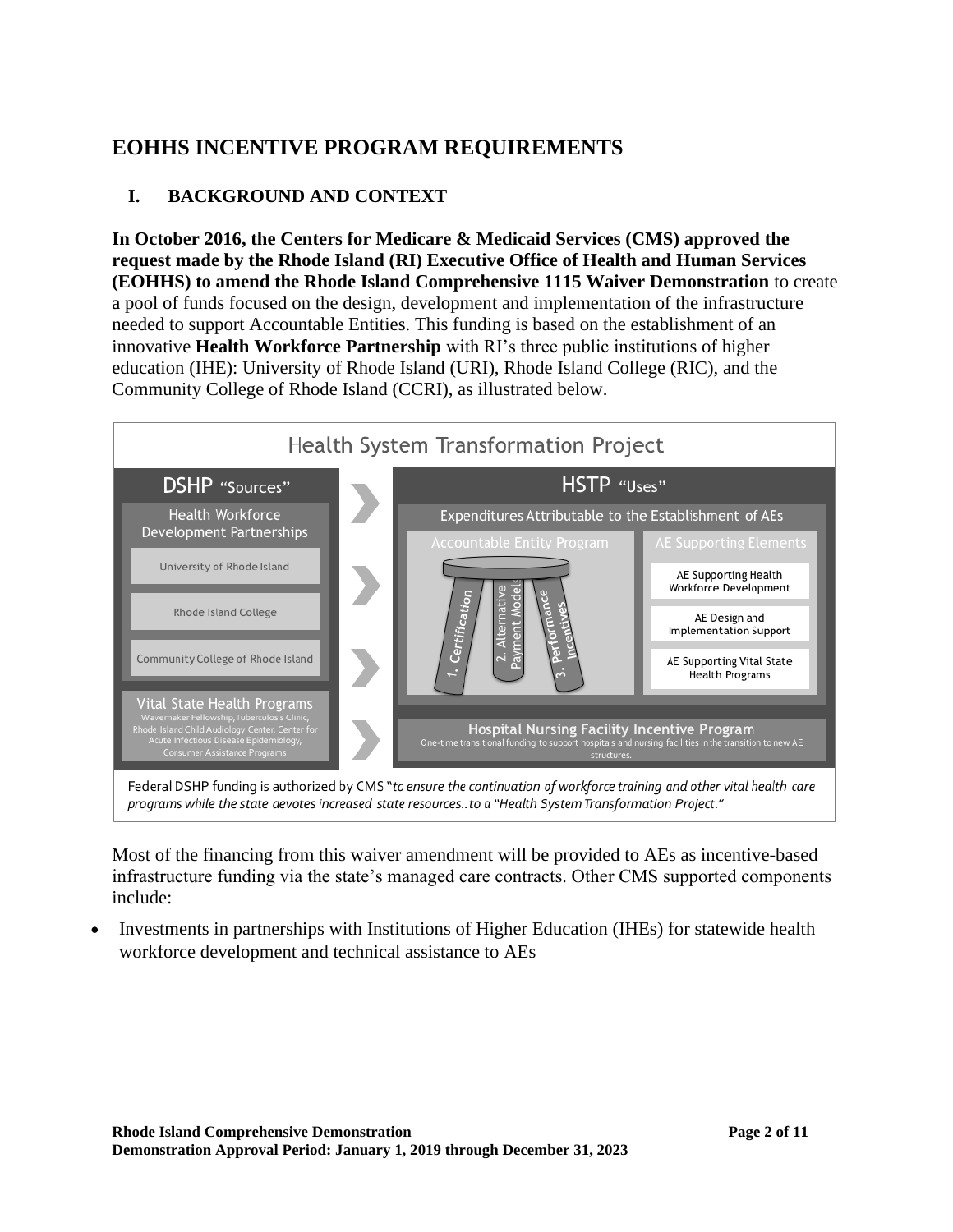# EOHHS INCENTIVE PROGRAM REQUIREMENTS

## I. BACKGROUND AND CONTEXT

**In October 2016, the Centers for Medicare & Medicaid Services (CMS) approved the request made by the Rhode Island (RI) Executive Office of Health and Human Services (EOHHS) to amend the Rhode Island Comprehensive 1115 Waiver Demonstration** to create a pool of funds focused on the design, development and implementation of the infrastructure needed to support Accountable Entities. This funding is based on the establishment of an innovative **Health Workforce Partnership** with RI's three public institutions of higher education (IHE): University of Rhode Island (URI), Rhode Island College (RIC), and the Community College of Rhode Island (CCRI), as illustrated below.

Health System Transformation Project

DSHP "Sources"

- Health Workforce Development Partnerships
  - University of Rhode Island
  - Rhode Island College
  - Community College of Rhode Island
- Vital State Health Programs: Wavemaker Fellowship, Tuberculosis Clinic, Rhode Island Child Audiology Center, Center for Acute Infectious Disease Epidemiology, Consumer Assistance Programs

HSTP "Uses"

- Expenditures Attributable to the Establishment of AEs
  - Accountable Entity Program: 1. Certification; 2. Alternative Payment Models; 3. Performance Incentives
  - AE Supporting Elements: AE Supporting Health Workforce Development; AE Design and Implementation Support; AE Supporting Vital State Health Programs
- Hospital Nursing Facility Incentive Program: One-time transitional funding to support hospitals and nursing facilities in the transition to new AE structures.

Federal DSHP funding is authorized by CMS "*to ensure the continuation of workforce training and other vital health care programs while the state devotes increased state resources..to a "Health System Transformation Project."*

Most of the financing from this waiver amendment will be provided to AEs as incentive-based infrastructure funding via the state's managed care contracts. Other CMS supported components include:

- Investments in partnerships with Institutions of Higher Education (IHEs) for statewide health workforce development and technical assistance to AEs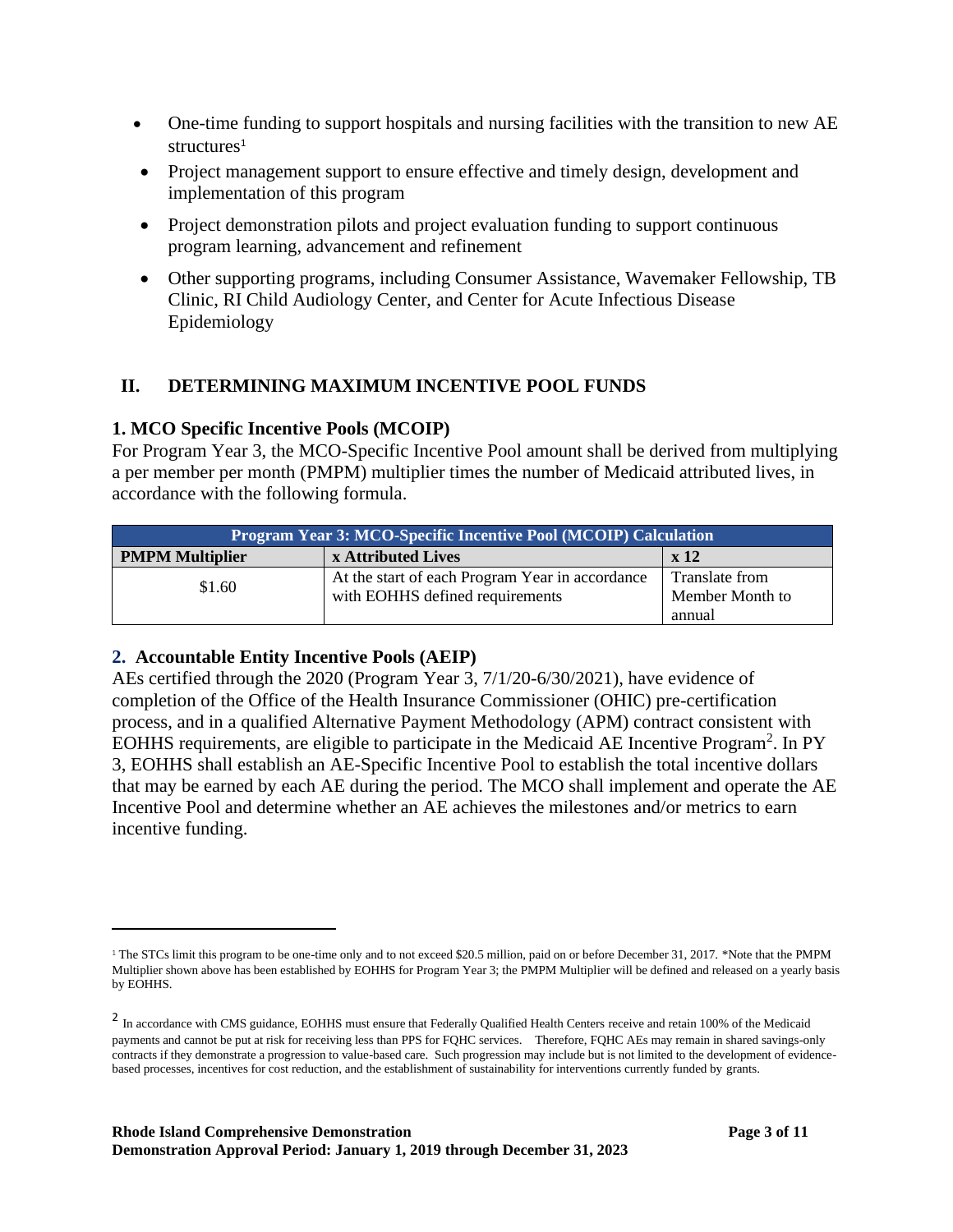- One-time funding to support hospitals and nursing facilities with the transition to new AE structures[1]
- Project management support to ensure effective and timely design, development and implementation of this program
- Project demonstration pilots and project evaluation funding to support continuous program learning, advancement and refinement
- Other supporting programs, including Consumer Assistance, Wavemaker Fellowship, TB Clinic, RI Child Audiology Center, and Center for Acute Infectious Disease Epidemiology

## II. DETERMINING MAXIMUM INCENTIVE POOL FUNDS

### 1. MCO Specific Incentive Pools (MCOIP)

For Program Year 3, the MCO-Specific Incentive Pool amount shall be derived from multiplying a per member per month (PMPM) multiplier times the number of Medicaid attributed lives, in accordance with the following formula.

| Program Year 3: MCO-Specific Incentive Pool (MCOIP) Calculation | | |
|---|---|---|
| **PMPM Multiplier** | **x Attributed Lives** | **x 12** |
| $1.60 | At the start of each Program Year in accordance with EOHHS defined requirements | Translate from Member Month to annual |

### 2. Accountable Entity Incentive Pools (AEIP)

AEs certified through the 2020 (Program Year 3, 7/1/20-6/30/2021), have evidence of completion of the Office of the Health Insurance Commissioner (OHIC) pre-certification process, and in a qualified Alternative Payment Methodology (APM) contract consistent with EOHHS requirements, are eligible to participate in the Medicaid AE Incentive Program[2]. In PY 3, EOHHS shall establish an AE-Specific Incentive Pool to establish the total incentive dollars that may be earned by each AE during the period. The MCO shall implement and operate the AE Incentive Pool and determine whether an AE achieves the milestones and/or metrics to earn incentive funding.

---

[1] The STCs limit this program to be one-time only and to not exceed $20.5 million, paid on or before December 31, 2017. *Note that the PMPM Multiplier shown above has been established by EOHHS for Program Year 3; the PMPM Multiplier will be defined and released on a yearly basis by EOHHS.

[2] In accordance with CMS guidance, EOHHS must ensure that Federally Qualified Health Centers receive and retain 100% of the Medicaid payments and cannot be put at risk for receiving less than PPS for FQHC services. Therefore, FQHC AEs may remain in shared savings-only contracts if they demonstrate a progression to value-based care. Such progression may include but is not limited to the development of evidence-based processes, incentives for cost reduction, and the establishment of sustainability for interventions currently funded by grants.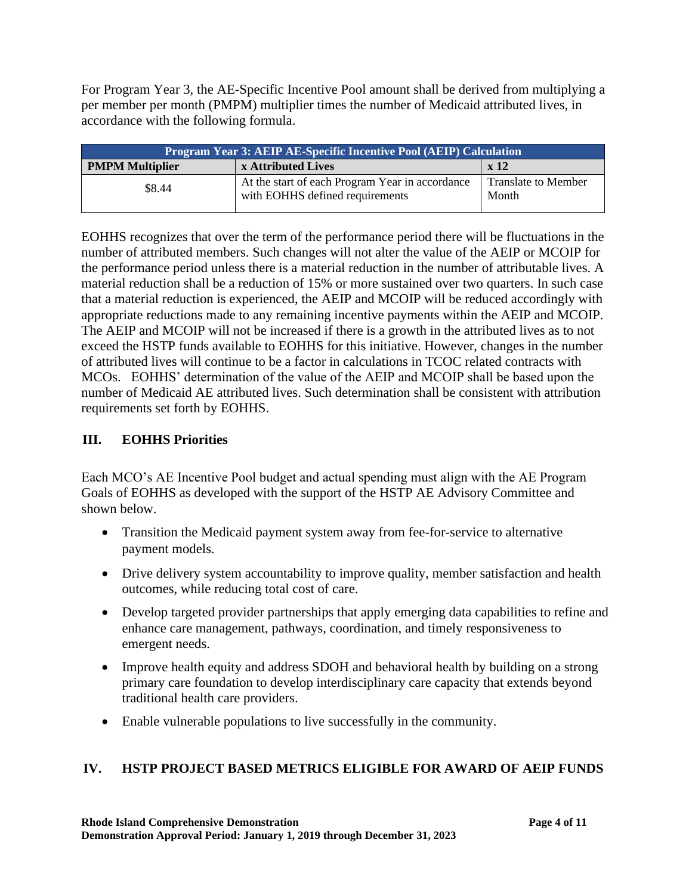For Program Year 3, the AE-Specific Incentive Pool amount shall be derived from multiplying a per member per month (PMPM) multiplier times the number of Medicaid attributed lives, in accordance with the following formula.

| Program Year 3: AEIP AE-Specific Incentive Pool (AEIP) Calculation | | |
|---|---|---|
| **PMPM Multiplier** | **x Attributed Lives** | **x 12** |
| $8.44 | At the start of each Program Year in accordance with EOHHS defined requirements | Translate to Member Month |

EOHHS recognizes that over the term of the performance period there will be fluctuations in the number of attributed members. Such changes will not alter the value of the AEIP or MCOIP for the performance period unless there is a material reduction in the number of attributable lives. A material reduction shall be a reduction of 15% or more sustained over two quarters. In such case that a material reduction is experienced, the AEIP and MCOIP will be reduced accordingly with appropriate reductions made to any remaining incentive payments within the AEIP and MCOIP. The AEIP and MCOIP will not be increased if there is a growth in the attributed lives as to not exceed the HSTP funds available to EOHHS for this initiative. However, changes in the number of attributed lives will continue to be a factor in calculations in TCOC related contracts with MCOs. EOHHS' determination of the value of the AEIP and MCOIP shall be based upon the number of Medicaid AE attributed lives. Such determination shall be consistent with attribution requirements set forth by EOHHS.

## III. EOHHS Priorities

Each MCO's AE Incentive Pool budget and actual spending must align with the AE Program Goals of EOHHS as developed with the support of the HSTP AE Advisory Committee and shown below.

- Transition the Medicaid payment system away from fee-for-service to alternative payment models.
- Drive delivery system accountability to improve quality, member satisfaction and health outcomes, while reducing total cost of care.
- Develop targeted provider partnerships that apply emerging data capabilities to refine and enhance care management, pathways, coordination, and timely responsiveness to emergent needs.
- Improve health equity and address SDOH and behavioral health by building on a strong primary care foundation to develop interdisciplinary care capacity that extends beyond traditional health care providers.
- Enable vulnerable populations to live successfully in the community.

## IV. HSTP PROJECT BASED METRICS ELIGIBLE FOR AWARD OF AEIP FUNDS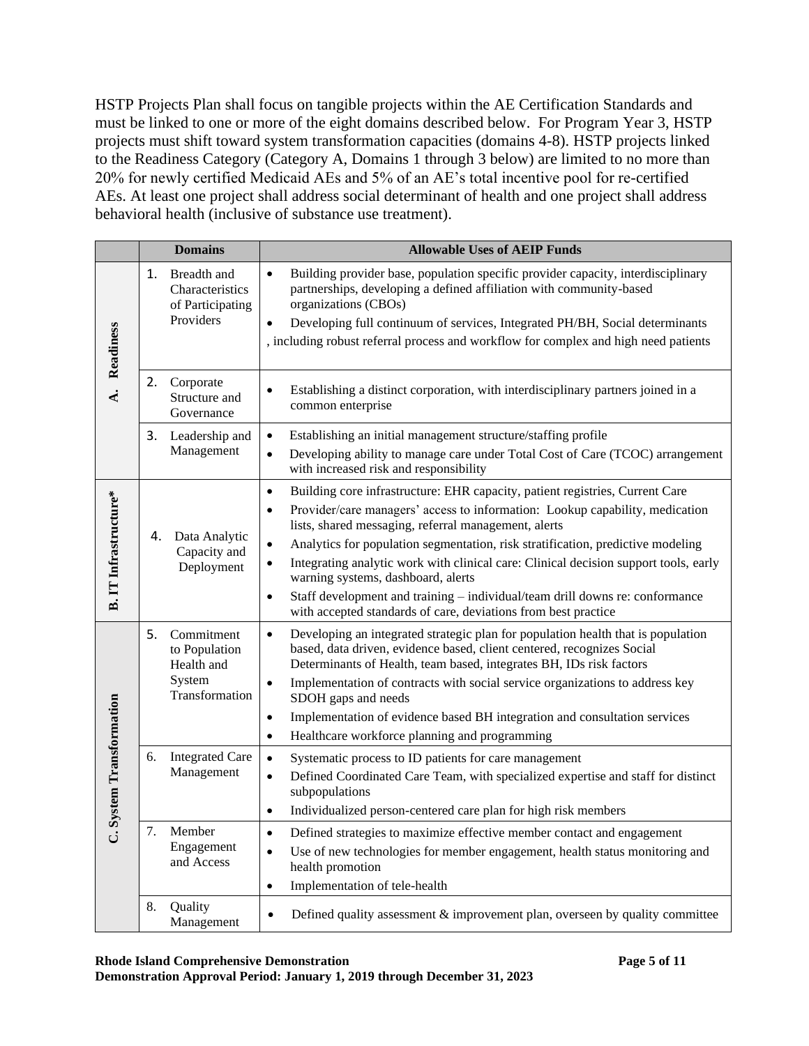HSTP Projects Plan shall focus on tangible projects within the AE Certification Standards and must be linked to one or more of the eight domains described below. For Program Year 3, HSTP projects must shift toward system transformation capacities (domains 4-8). HSTP projects linked to the Readiness Category (Category A, Domains 1 through 3 below) are limited to no more than 20% for newly certified Medicaid AEs and 5% of an AE's total incentive pool for re-certified AEs. At least one project shall address social determinant of health and one project shall address behavioral health (inclusive of substance use treatment).

| | Domains | Allowable Uses of AEIP Funds |
|---|---|---|
| A. Readiness | 1. Breadth and Characteristics of Participating Providers | • Building provider base, population specific provider capacity, interdisciplinary partnerships, developing a defined affiliation with community-based organizations (CBOs)<br>• Developing full continuum of services, Integrated PH/BH, Social determinants , including robust referral process and workflow for complex and high need patients |
| | 2. Corporate Structure and Governance | • Establishing a distinct corporation, with interdisciplinary partners joined in a common enterprise |
| | 3. Leadership and Management | • Establishing an initial management structure/staffing profile<br>• Developing ability to manage care under Total Cost of Care (TCOC) arrangement with increased risk and responsibility |
| B. IT Infrastructure* | 4. Data Analytic Capacity and Deployment | • Building core infrastructure: EHR capacity, patient registries, Current Care<br>• Provider/care managers' access to information: Lookup capability, medication lists, shared messaging, referral management, alerts<br>• Analytics for population segmentation, risk stratification, predictive modeling<br>• Integrating analytic work with clinical care: Clinical decision support tools, early warning systems, dashboard, alerts<br>• Staff development and training – individual/team drill downs re: conformance with accepted standards of care, deviations from best practice |
| C. System Transformation | 5. Commitment to Population Health and System Transformation | • Developing an integrated strategic plan for population health that is population based, data driven, evidence based, client centered, recognizes Social Determinants of Health, team based, integrates BH, IDs risk factors<br>• Implementation of contracts with social service organizations to address key SDOH gaps and needs<br>• Implementation of evidence based BH integration and consultation services<br>• Healthcare workforce planning and programming |
| | 6. Integrated Care Management | • Systematic process to ID patients for care management<br>• Defined Coordinated Care Team, with specialized expertise and staff for distinct subpopulations<br>• Individualized person-centered care plan for high risk members |
| | 7. Member Engagement and Access | • Defined strategies to maximize effective member contact and engagement<br>• Use of new technologies for member engagement, health status monitoring and health promotion<br>• Implementation of tele-health |
| | 8. Quality Management | • Defined quality assessment & improvement plan, overseen by quality committee |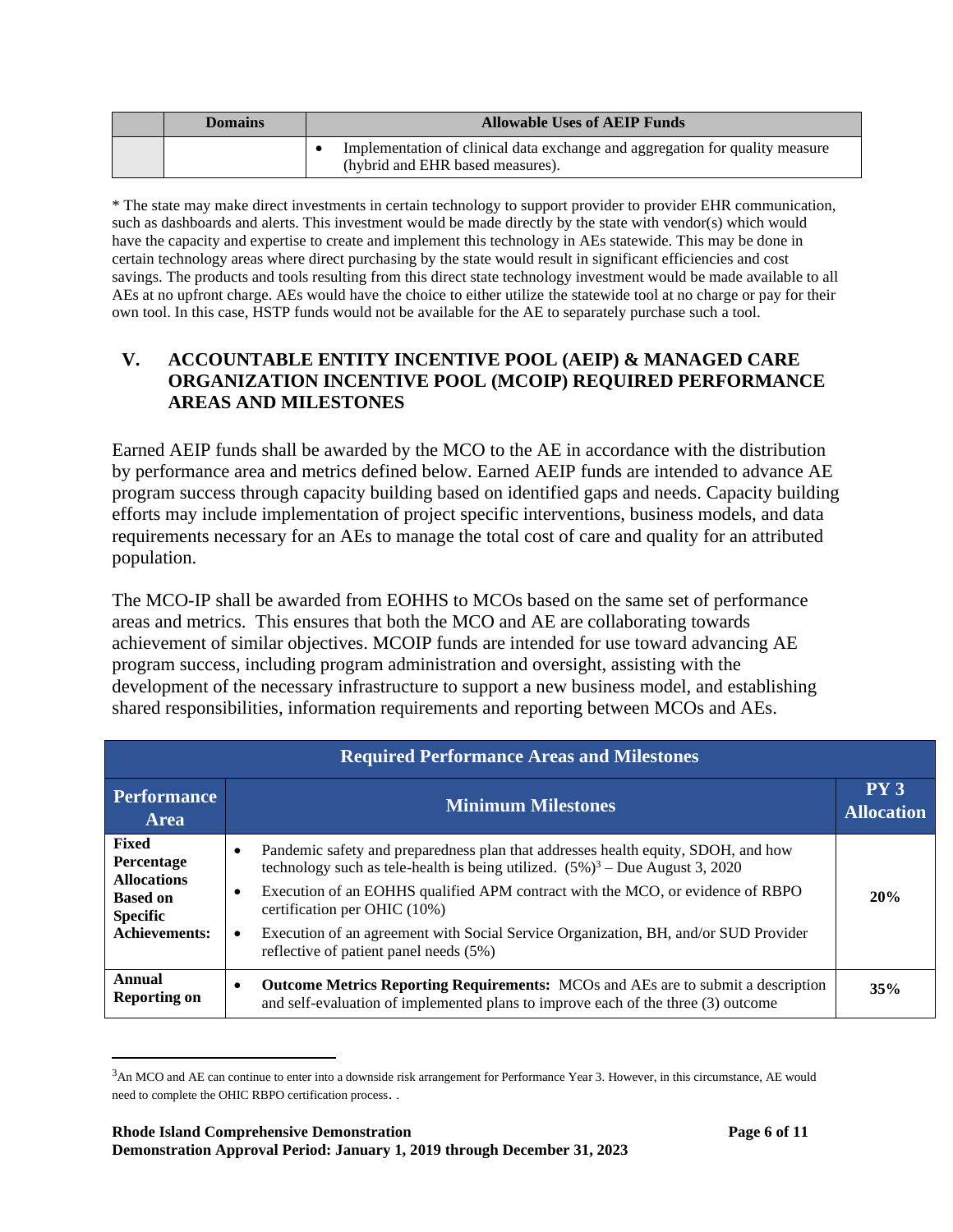| | Domains | Allowable Uses of AEIP Funds |
|---|---|---|
| | | • Implementation of clinical data exchange and aggregation for quality measure (hybrid and EHR based measures). |

* The state may make direct investments in certain technology to support provider to provider EHR communication, such as dashboards and alerts. This investment would be made directly by the state with vendor(s) which would have the capacity and expertise to create and implement this technology in AEs statewide. This may be done in certain technology areas where direct purchasing by the state would result in significant efficiencies and cost savings. The products and tools resulting from this direct state technology investment would be made available to all AEs at no upfront charge. AEs would have the choice to either utilize the statewide tool at no charge or pay for their own tool. In this case, HSTP funds would not be available for the AE to separately purchase such a tool.

## V. ACCOUNTABLE ENTITY INCENTIVE POOL (AEIP) & MANAGED CARE ORGANIZATION INCENTIVE POOL (MCOIP) REQUIRED PERFORMANCE AREAS AND MILESTONES

Earned AEIP funds shall be awarded by the MCO to the AE in accordance with the distribution by performance area and metrics defined below. Earned AEIP funds are intended to advance AE program success through capacity building based on identified gaps and needs. Capacity building efforts may include implementation of project specific interventions, business models, and data requirements necessary for an AEs to manage the total cost of care and quality for an attributed population.

The MCO-IP shall be awarded from EOHHS to MCOs based on the same set of performance areas and metrics. This ensures that both the MCO and AE are collaborating towards achievement of similar objectives. MCOIP funds are intended for use toward advancing AE program success, including program administration and oversight, assisting with the development of the necessary infrastructure to support a new business model, and establishing shared responsibilities, information requirements and reporting between MCOs and AEs.

| Required Performance Areas and Milestones | | |
|---|---|---|
| **Performance Area** | **Minimum Milestones** | **PY 3 Allocation** |
| **Fixed Percentage Allocations Based on Specific Achievements:** | • Pandemic safety and preparedness plan that addresses health equity, SDOH, and how technology such as tele-health is being utilized. (5%)[3] – Due August 3, 2020<br>• Execution of an EOHHS qualified APM contract with the MCO, or evidence of RBPO certification per OHIC (10%)<br>• Execution of an agreement with Social Service Organization, BH, and/or SUD Provider reflective of patient panel needs (5%) | **20%** |
| **Annual Reporting on** | • **Outcome Metrics Reporting Requirements:** MCOs and AEs are to submit a description and self-evaluation of implemented plans to improve each of the three (3) outcome | **35%** |

[3] An MCO and AE can continue to enter into a downside risk arrangement for Performance Year 3. However, in this circumstance, AE would need to complete the OHIC RBPO certification process. .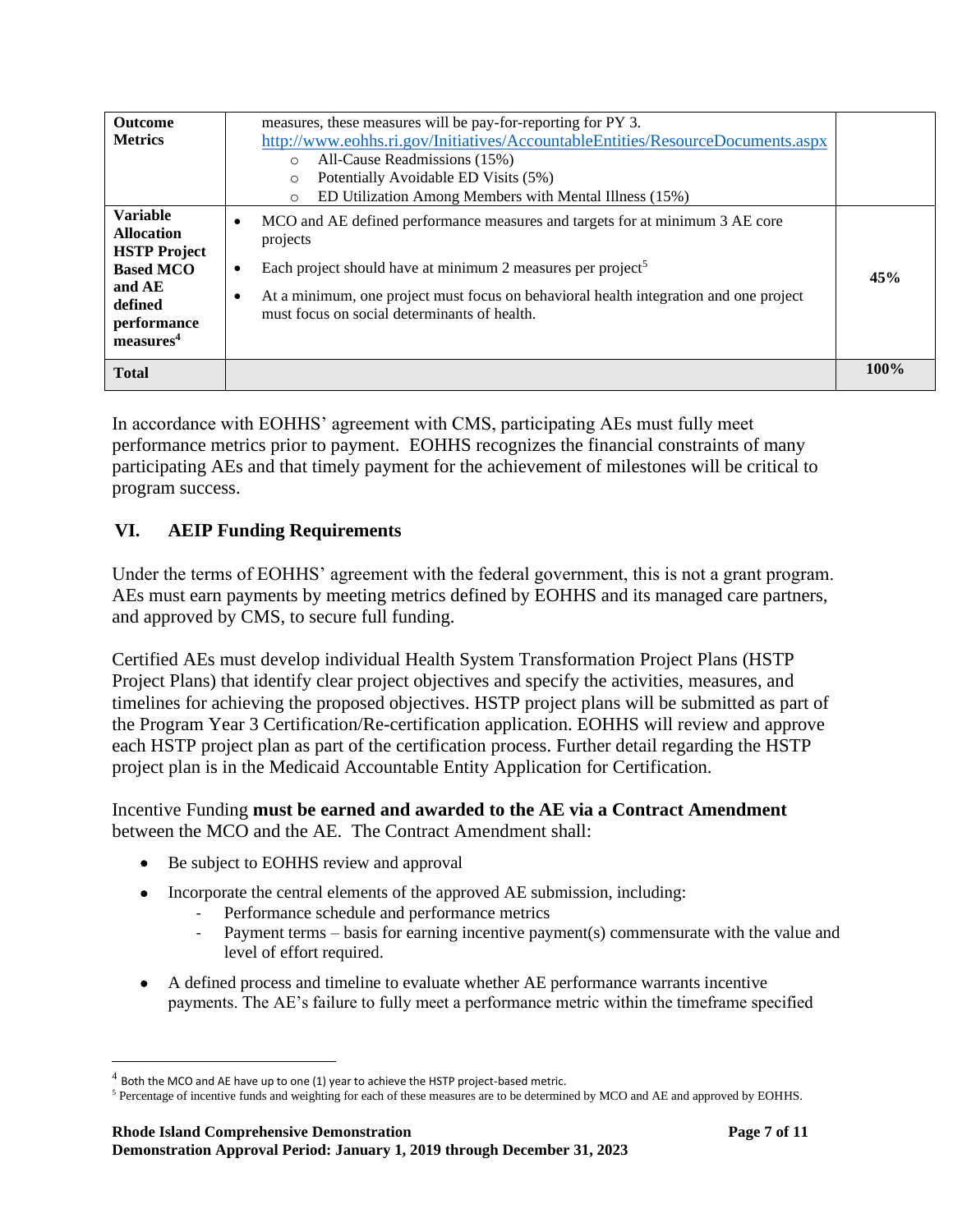| | | |
|---|---|---|
| **Outcome Metrics** | measures, these measures will be pay-for-reporting for PY 3. http://www.eohhs.ri.gov/Initiatives/AccountableEntities/ResourceDocuments.aspx <br>○ All-Cause Readmissions (15%)<br>○ Potentially Avoidable ED Visits (5%)<br>○ ED Utilization Among Members with Mental Illness (15%) | |
| **Variable Allocation HSTP Project Based MCO and AE defined performance measures**[4] | • MCO and AE defined performance measures and targets for at minimum 3 AE core projects<br>• Each project should have at minimum 2 measures per project[5]<br>• At a minimum, one project must focus on behavioral health integration and one project must focus on social determinants of health. | **45%** |
| **Total** | | **100%** |

In accordance with EOHHS' agreement with CMS, participating AEs must fully meet performance metrics prior to payment. EOHHS recognizes the financial constraints of many participating AEs and that timely payment for the achievement of milestones will be critical to program success.

## VI. AEIP Funding Requirements

Under the terms of EOHHS' agreement with the federal government, this is not a grant program. AEs must earn payments by meeting metrics defined by EOHHS and its managed care partners, and approved by CMS, to secure full funding.

Certified AEs must develop individual Health System Transformation Project Plans (HSTP Project Plans) that identify clear project objectives and specify the activities, measures, and timelines for achieving the proposed objectives. HSTP project plans will be submitted as part of the Program Year 3 Certification/Re-certification application. EOHHS will review and approve each HSTP project plan as part of the certification process. Further detail regarding the HSTP project plan is in the Medicaid Accountable Entity Application for Certification.

Incentive Funding **must be earned and awarded to the AE via a Contract Amendment** between the MCO and the AE. The Contract Amendment shall:

- Be subject to EOHHS review and approval
- Incorporate the central elements of the approved AE submission, including:
  - Performance schedule and performance metrics
  - Payment terms – basis for earning incentive payment(s) commensurate with the value and level of effort required.
- A defined process and timeline to evaluate whether AE performance warrants incentive payments. The AE's failure to fully meet a performance metric within the timeframe specified

[4] Both the MCO and AE have up to one (1) year to achieve the HSTP project-based metric.

[5] Percentage of incentive funds and weighting for each of these measures are to be determined by MCO and AE and approved by EOHHS.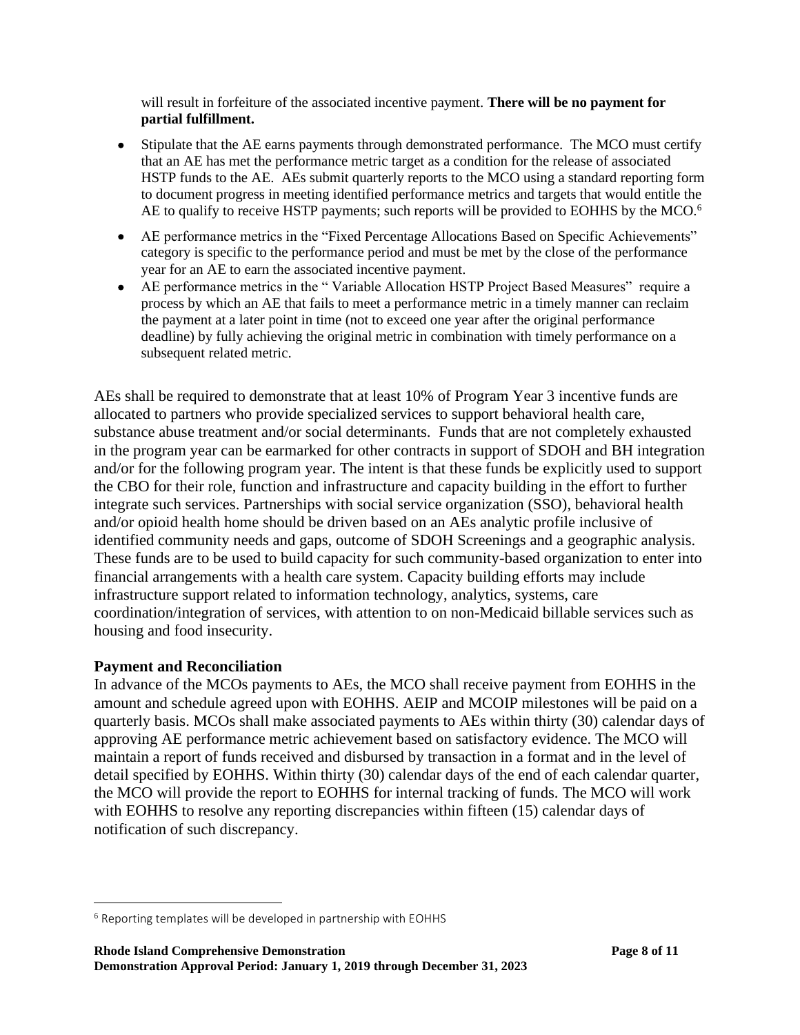will result in forfeiture of the associated incentive payment. **There will be no payment for partial fulfillment.**

- Stipulate that the AE earns payments through demonstrated performance. The MCO must certify that an AE has met the performance metric target as a condition for the release of associated HSTP funds to the AE. AEs submit quarterly reports to the MCO using a standard reporting form to document progress in meeting identified performance metrics and targets that would entitle the AE to qualify to receive HSTP payments; such reports will be provided to EOHHS by the MCO.[6]
- AE performance metrics in the "Fixed Percentage Allocations Based on Specific Achievements" category is specific to the performance period and must be met by the close of the performance year for an AE to earn the associated incentive payment.
- AE performance metrics in the " Variable Allocation HSTP Project Based Measures" require a process by which an AE that fails to meet a performance metric in a timely manner can reclaim the payment at a later point in time (not to exceed one year after the original performance deadline) by fully achieving the original metric in combination with timely performance on a subsequent related metric.

AEs shall be required to demonstrate that at least 10% of Program Year 3 incentive funds are allocated to partners who provide specialized services to support behavioral health care, substance abuse treatment and/or social determinants. Funds that are not completely exhausted in the program year can be earmarked for other contracts in support of SDOH and BH integration and/or for the following program year. The intent is that these funds be explicitly used to support the CBO for their role, function and infrastructure and capacity building in the effort to further integrate such services. Partnerships with social service organization (SSO), behavioral health and/or opioid health home should be driven based on an AEs analytic profile inclusive of identified community needs and gaps, outcome of SDOH Screenings and a geographic analysis. These funds are to be used to build capacity for such community-based organization to enter into financial arrangements with a health care system. Capacity building efforts may include infrastructure support related to information technology, analytics, systems, care coordination/integration of services, with attention to on non-Medicaid billable services such as housing and food insecurity.

### Payment and Reconciliation

In advance of the MCOs payments to AEs, the MCO shall receive payment from EOHHS in the amount and schedule agreed upon with EOHHS. AEIP and MCOIP milestones will be paid on a quarterly basis. MCOs shall make associated payments to AEs within thirty (30) calendar days of approving AE performance metric achievement based on satisfactory evidence. The MCO will maintain a report of funds received and disbursed by transaction in a format and in the level of detail specified by EOHHS. Within thirty (30) calendar days of the end of each calendar quarter, the MCO will provide the report to EOHHS for internal tracking of funds. The MCO will work with EOHHS to resolve any reporting discrepancies within fifteen (15) calendar days of notification of such discrepancy.

[6] Reporting templates will be developed in partnership with EOHHS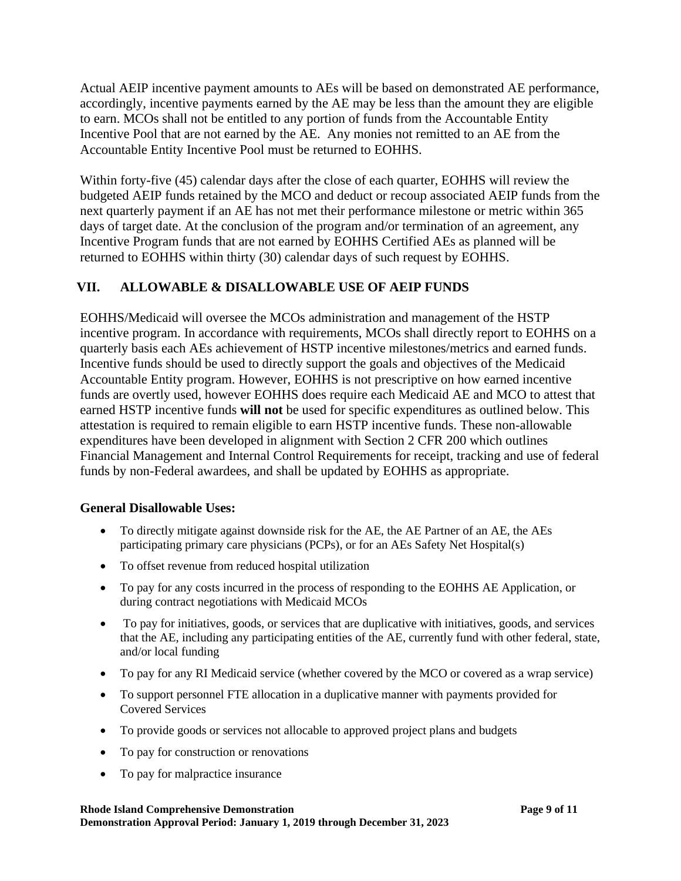Actual AEIP incentive payment amounts to AEs will be based on demonstrated AE performance, accordingly, incentive payments earned by the AE may be less than the amount they are eligible to earn. MCOs shall not be entitled to any portion of funds from the Accountable Entity Incentive Pool that are not earned by the AE. Any monies not remitted to an AE from the Accountable Entity Incentive Pool must be returned to EOHHS.

Within forty-five (45) calendar days after the close of each quarter, EOHHS will review the budgeted AEIP funds retained by the MCO and deduct or recoup associated AEIP funds from the next quarterly payment if an AE has not met their performance milestone or metric within 365 days of target date. At the conclusion of the program and/or termination of an agreement, any Incentive Program funds that are not earned by EOHHS Certified AEs as planned will be returned to EOHHS within thirty (30) calendar days of such request by EOHHS.

## VII. ALLOWABLE & DISALLOWABLE USE OF AEIP FUNDS

EOHHS/Medicaid will oversee the MCOs administration and management of the HSTP incentive program. In accordance with requirements, MCOs shall directly report to EOHHS on a quarterly basis each AEs achievement of HSTP incentive milestones/metrics and earned funds. Incentive funds should be used to directly support the goals and objectives of the Medicaid Accountable Entity program. However, EOHHS is not prescriptive on how earned incentive funds are overtly used, however EOHHS does require each Medicaid AE and MCO to attest that earned HSTP incentive funds **will not** be used for specific expenditures as outlined below. This attestation is required to remain eligible to earn HSTP incentive funds. These non-allowable expenditures have been developed in alignment with Section 2 CFR 200 which outlines Financial Management and Internal Control Requirements for receipt, tracking and use of federal funds by non-Federal awardees, and shall be updated by EOHHS as appropriate.

### General Disallowable Uses:

- To directly mitigate against downside risk for the AE, the AE Partner of an AE, the AEs participating primary care physicians (PCPs), or for an AEs Safety Net Hospital(s)
- To offset revenue from reduced hospital utilization
- To pay for any costs incurred in the process of responding to the EOHHS AE Application, or during contract negotiations with Medicaid MCOs
- To pay for initiatives, goods, or services that are duplicative with initiatives, goods, and services that the AE, including any participating entities of the AE, currently fund with other federal, state, and/or local funding
- To pay for any RI Medicaid service (whether covered by the MCO or covered as a wrap service)
- To support personnel FTE allocation in a duplicative manner with payments provided for Covered Services
- To provide goods or services not allocable to approved project plans and budgets
- To pay for construction or renovations
- To pay for malpractice insurance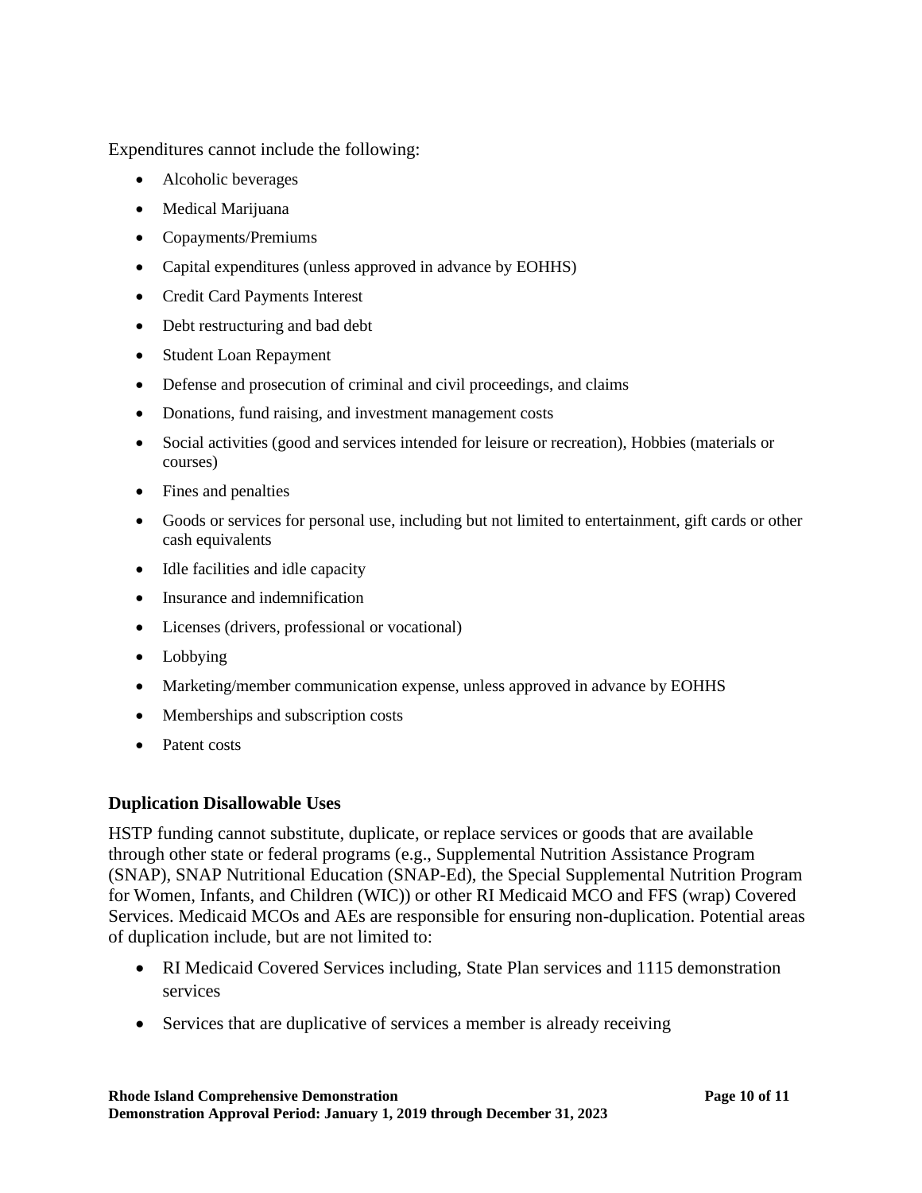Expenditures cannot include the following:

- Alcoholic beverages
- Medical Marijuana
- Copayments/Premiums
- Capital expenditures (unless approved in advance by EOHHS)
- Credit Card Payments Interest
- Debt restructuring and bad debt
- Student Loan Repayment
- Defense and prosecution of criminal and civil proceedings, and claims
- Donations, fund raising, and investment management costs
- Social activities (good and services intended for leisure or recreation), Hobbies (materials or courses)
- Fines and penalties
- Goods or services for personal use, including but not limited to entertainment, gift cards or other cash equivalents
- Idle facilities and idle capacity
- Insurance and indemnification
- Licenses (drivers, professional or vocational)
- Lobbying
- Marketing/member communication expense, unless approved in advance by EOHHS
- Memberships and subscription costs
- Patent costs

### Duplication Disallowable Uses

HSTP funding cannot substitute, duplicate, or replace services or goods that are available through other state or federal programs (e.g., Supplemental Nutrition Assistance Program (SNAP), SNAP Nutritional Education (SNAP-Ed), the Special Supplemental Nutrition Program for Women, Infants, and Children (WIC)) or other RI Medicaid MCO and FFS (wrap) Covered Services. Medicaid MCOs and AEs are responsible for ensuring non-duplication. Potential areas of duplication include, but are not limited to:

- RI Medicaid Covered Services including, State Plan services and 1115 demonstration services
- Services that are duplicative of services a member is already receiving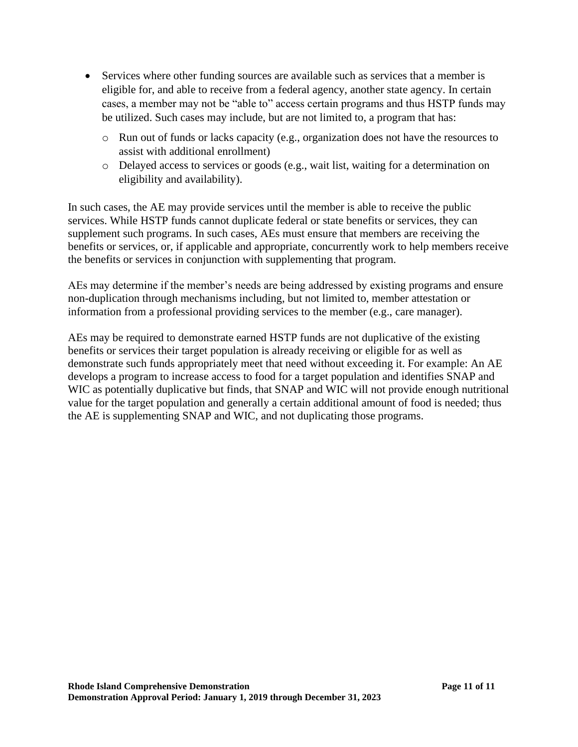- Services where other funding sources are available such as services that a member is eligible for, and able to receive from a federal agency, another state agency. In certain cases, a member may not be "able to" access certain programs and thus HSTP funds may be utilized. Such cases may include, but are not limited to, a program that has:
  - Run out of funds or lacks capacity (e.g., organization does not have the resources to assist with additional enrollment)
  - Delayed access to services or goods (e.g., wait list, waiting for a determination on eligibility and availability).

In such cases, the AE may provide services until the member is able to receive the public services. While HSTP funds cannot duplicate federal or state benefits or services, they can supplement such programs. In such cases, AEs must ensure that members are receiving the benefits or services, or, if applicable and appropriate, concurrently work to help members receive the benefits or services in conjunction with supplementing that program.

AEs may determine if the member's needs are being addressed by existing programs and ensure non-duplication through mechanisms including, but not limited to, member attestation or information from a professional providing services to the member (e.g., care manager).

AEs may be required to demonstrate earned HSTP funds are not duplicative of the existing benefits or services their target population is already receiving or eligible for as well as demonstrate such funds appropriately meet that need without exceeding it. For example: An AE develops a program to increase access to food for a target population and identifies SNAP and WIC as potentially duplicative but finds, that SNAP and WIC will not provide enough nutritional value for the target population and generally a certain additional amount of food is needed; thus the AE is supplementing SNAP and WIC, and not duplicating those programs.